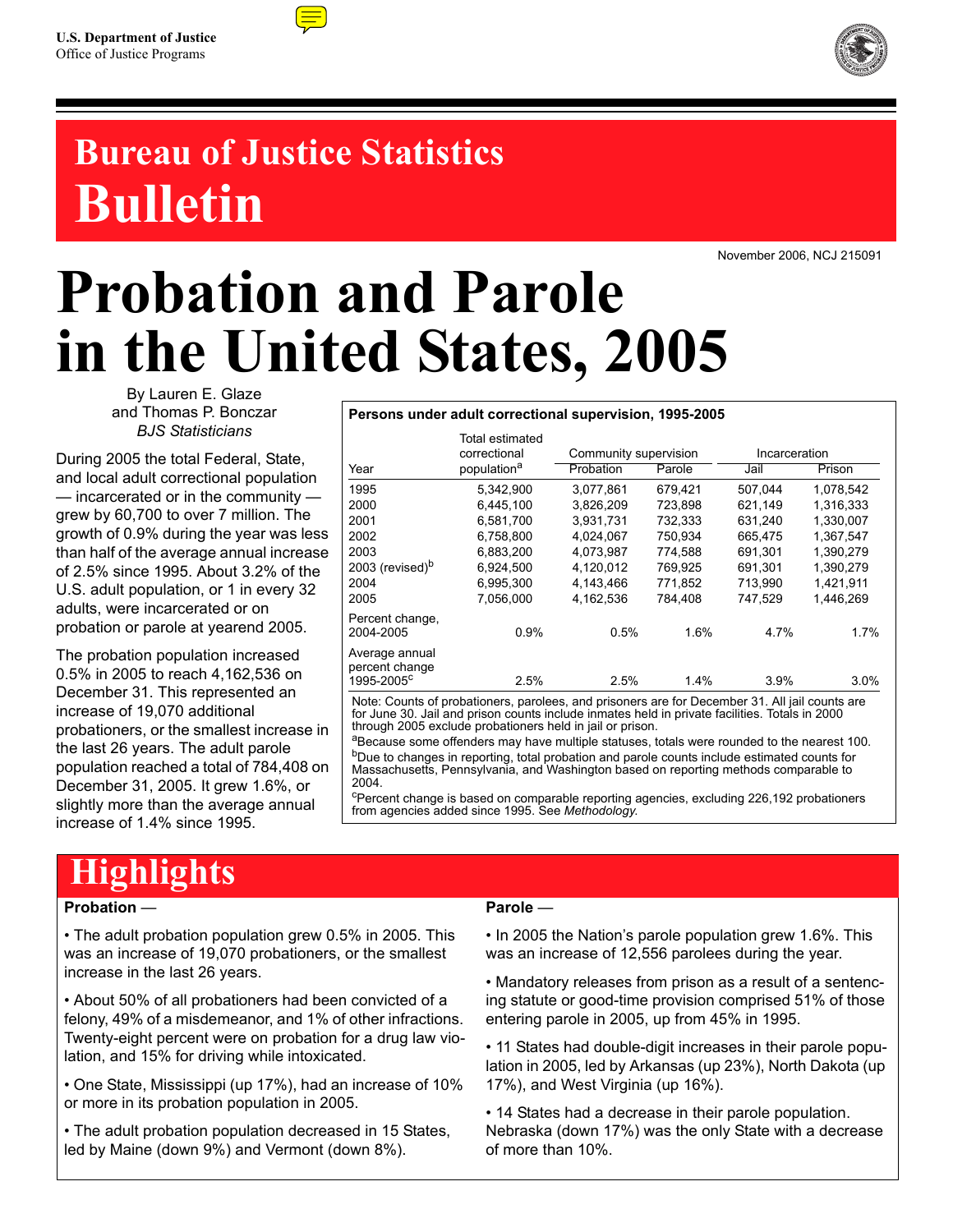U.S. Department of Justice
Office of Justice Programs

# Bureau of Justice Statistics Bulletin

November 2006, NCJ 215091

# Probation and Parole in the United States, 2005

By Lauren E. Glaze
and Thomas P. Bonczar
*BJS Statisticians*

During 2005 the total Federal, State, and local adult correctional population — incarcerated or in the community — grew by 60,700 to over 7 million. The growth of 0.9% during the year was less than half of the average annual increase of 2.5% since 1995. About 3.2% of the U.S. adult population, or 1 in every 32 adults, were incarcerated or on probation or parole at yearend 2005.

The probation population increased 0.5% in 2005 to reach 4,162,536 on December 31. This represented an increase of 19,070 additional probationers, or the smallest increase in the last 26 years. The adult parole population reached a total of 784,408 on December 31, 2005. It grew 1.6%, or slightly more than the average annual increase of 1.4% since 1995.

**Persons under adult correctional supervision, 1995-2005**

| Year | Total estimated correctional population[a] | Community supervision | | Incarceration | |
|---|---|---|---|---|---|
| | | Probation | Parole | Jail | Prison |
| 1995 | 5,342,900 | 3,077,861 | 679,421 | 507,044 | 1,078,542 |
| 2000 | 6,445,100 | 3,826,209 | 723,898 | 621,149 | 1,316,333 |
| 2001 | 6,581,700 | 3,931,731 | 732,333 | 631,240 | 1,330,007 |
| 2002 | 6,758,800 | 4,024,067 | 750,934 | 665,475 | 1,367,547 |
| 2003 | 6,883,200 | 4,073,987 | 774,588 | 691,301 | 1,390,279 |
| 2003 (revised)[b] | 6,924,500 | 4,120,012 | 769,925 | 691,301 | 1,390,279 |
| 2004 | 6,995,300 | 4,143,466 | 771,852 | 713,990 | 1,421,911 |
| 2005 | 7,056,000 | 4,162,536 | 784,408 | 747,529 | 1,446,269 |
| Percent change, 2004-2005 | 0.9% | 0.5% | 1.6% | 4.7% | 1.7% |
| Average annual percent change 1995-2005[c] | 2.5% | 2.5% | 1.4% | 3.9% | 3.0% |

Note: Counts of probationers, parolees, and prisoners are for December 31. All jail counts are for June 30. Jail and prison counts include inmates held in private facilities. Totals in 2000 through 2005 exclude probationers held in jail or prison.

[a]Because some offenders may have multiple statuses, totals were rounded to the nearest 100.

[b]Due to changes in reporting, total probation and parole counts include estimated counts for Massachusetts, Pennsylvania, and Washington based on reporting methods comparable to 2004.

[c]Percent change is based on comparable reporting agencies, excluding 226,192 probationers from agencies added since 1995. See *Methodology.*

## Highlights

**Probation —**

- The adult probation population grew 0.5% in 2005. This was an increase of 19,070 probationers, or the smallest increase in the last 26 years.
- About 50% of all probationers had been convicted of a felony, 49% of a misdemeanor, and 1% of other infractions. Twenty-eight percent were on probation for a drug law violation, and 15% for driving while intoxicated.
- One State, Mississippi (up 17%), had an increase of 10% or more in its probation population in 2005.
- The adult probation population decreased in 15 States, led by Maine (down 9%) and Vermont (down 8%).

**Parole —**

- In 2005 the Nation's parole population grew 1.6%. This was an increase of 12,556 parolees during the year.
- Mandatory releases from prison as a result of a sentencing statute or good-time provision comprised 51% of those entering parole in 2005, up from 45% in 1995.
- 11 States had double-digit increases in their parole population in 2005, led by Arkansas (up 23%), North Dakota (up 17%), and West Virginia (up 16%).
- 14 States had a decrease in their parole population. Nebraska (down 17%) was the only State with a decrease of more than 10%.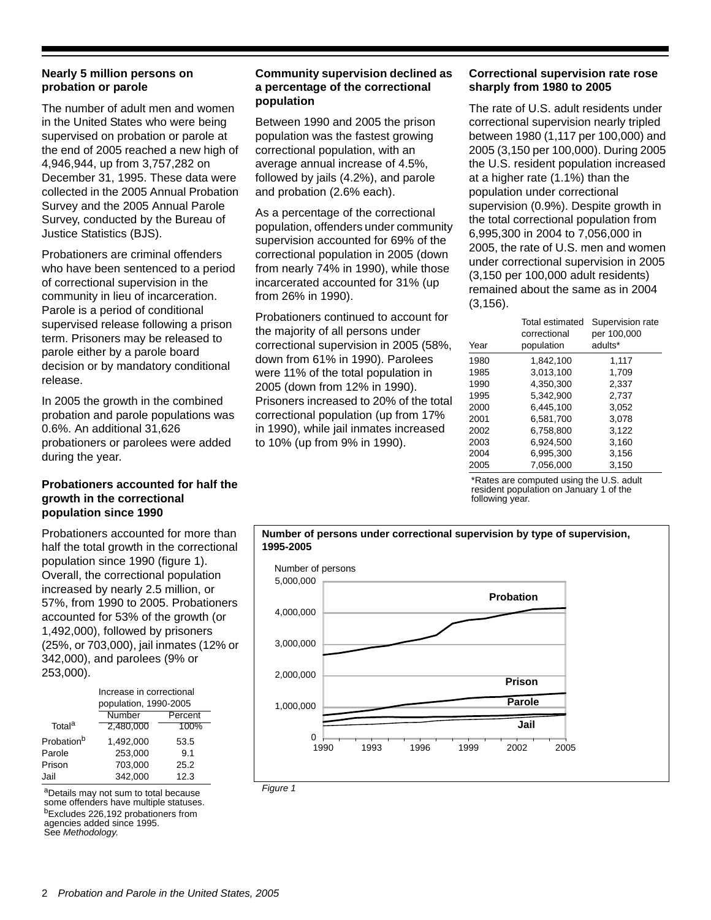### Nearly 5 million persons on probation or parole

The number of adult men and women in the United States who were being supervised on probation or parole at the end of 2005 reached a new high of 4,946,944, up from 3,757,282 on December 31, 1995. These data were collected in the 2005 Annual Probation Survey and the 2005 Annual Parole Survey, conducted by the Bureau of Justice Statistics (BJS).

Probationers are criminal offenders who have been sentenced to a period of correctional supervision in the community in lieu of incarceration. Parole is a period of conditional supervised release following a prison term. Prisoners may be released to parole either by a parole board decision or by mandatory conditional release.

In 2005 the growth in the combined probation and parole populations was 0.6%. An additional 31,626 probationers or parolees were added during the year.

### Probationers accounted for half the growth in the correctional population since 1990

Probationers accounted for more than half the total growth in the correctional population since 1990 (figure 1). Overall, the correctional population increased by nearly 2.5 million, or 57%, from 1990 to 2005. Probationers accounted for 53% of the growth (or 1,492,000), followed by prisoners (25%, or 703,000), jail inmates (12% or 342,000), and parolees (9% or 253,000).

| | Increase in correctional population, 1990-2005 | |
|---|---|---|
| | Number | Percent |
| Total[a] | 2,480,000 | 100% |
| Probation[b] | 1,492,000 | 53.5 |
| Parole | 253,000 | 9.1 |
| Prison | 703,000 | 25.2 |
| Jail | 342,000 | 12.3 |

[a]Details may not sum to total because some offenders have multiple statuses.
[b]Excludes 226,192 probationers from agencies added since 1995.
See *Methodology.*

### Community supervision declined as a percentage of the correctional population

Between 1990 and 2005 the prison population was the fastest growing correctional population, with an average annual increase of 4.5%, followed by jails (4.2%), and parole and probation (2.6% each).

As a percentage of the correctional population, offenders under community supervision accounted for 69% of the correctional population in 2005 (down from nearly 74% in 1990), while those incarcerated accounted for 31% (up from 26% in 1990).

Probationers continued to account for the majority of all persons under correctional supervision in 2005 (58%, down from 61% in 1990). Parolees were 11% of the total population in 2005 (down from 12% in 1990). Prisoners increased to 20% of the total correctional population (up from 17% in 1990), while jail inmates increased to 10% (up from 9% in 1990).

### Correctional supervision rate rose sharply from 1980 to 2005

The rate of U.S. adult residents under correctional supervision nearly tripled between 1980 (1,117 per 100,000) and 2005 (3,150 per 100,000). During 2005 the U.S. resident population increased at a higher rate (1.1%) than the population under correctional supervision (0.9%). Despite growth in the total correctional population from 6,995,300 in 2004 to 7,056,000 in 2005, the rate of U.S. men and women under correctional supervision in 2005 (3,150 per 100,000 adult residents) remained about the same as in 2004 (3,156).

| Year | Total estimated correctional population | Supervision rate per 100,000 adults* |
|---|---|---|
| 1980 | 1,842,100 | 1,117 |
| 1985 | 3,013,100 | 1,709 |
| 1990 | 4,350,300 | 2,337 |
| 1995 | 5,342,900 | 2,737 |
| 2000 | 6,445,100 | 3,052 |
| 2001 | 6,581,700 | 3,078 |
| 2002 | 6,758,800 | 3,122 |
| 2003 | 6,924,500 | 3,160 |
| 2004 | 6,995,300 | 3,156 |
| 2005 | 7,056,000 | 3,150 |

*Rates are computed using the U.S. adult resident population on January 1 of the following year.

**Number of persons under correctional supervision by type of supervision, 1995-2005**

*Figure 1*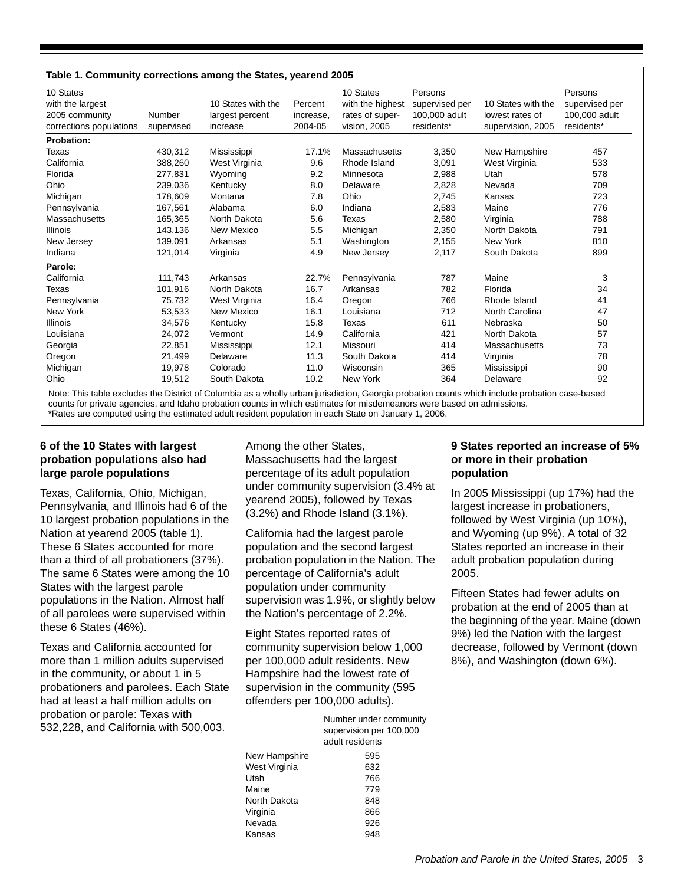**Table 1. Community corrections among the States, yearend 2005**

| 10 States with the largest 2005 community corrections populations | Number supervised | 10 States with the largest percent increase | Percent increase, 2004-05 | 10 States with the highest rates of supervision, 2005 | Persons supervised per 100,000 adult residents* | 10 States with the lowest rates of supervision, 2005 | Persons supervised per 100,000 adult residents* |
|---|---|---|---|---|---|---|---|
| **Probation:** | | | | | | | |
| Texas | 430,312 | Mississippi | 17.1% | Massachusetts | 3,350 | New Hampshire | 457 |
| California | 388,260 | West Virginia | 9.6 | Rhode Island | 3,091 | West Virginia | 533 |
| Florida | 277,831 | Wyoming | 9.2 | Minnesota | 2,988 | Utah | 578 |
| Ohio | 239,036 | Kentucky | 8.0 | Delaware | 2,828 | Nevada | 709 |
| Michigan | 178,609 | Montana | 7.8 | Ohio | 2,745 | Kansas | 723 |
| Pennsylvania | 167,561 | Alabama | 6.0 | Indiana | 2,583 | Maine | 776 |
| Massachusetts | 165,365 | North Dakota | 5.6 | Texas | 2,580 | Virginia | 788 |
| Illinois | 143,136 | New Mexico | 5.5 | Michigan | 2,350 | North Dakota | 791 |
| New Jersey | 139,091 | Arkansas | 5.1 | Washington | 2,155 | New York | 810 |
| Indiana | 121,014 | Virginia | 4.9 | New Jersey | 2,117 | South Dakota | 899 |
| **Parole:** | | | | | | | |
| California | 111,743 | Arkansas | 22.7% | Pennsylvania | 787 | Maine | 3 |
| Texas | 101,916 | North Dakota | 16.7 | Arkansas | 782 | Florida | 34 |
| Pennsylvania | 75,732 | West Virginia | 16.4 | Oregon | 766 | Rhode Island | 41 |
| New York | 53,533 | New Mexico | 16.1 | Louisiana | 712 | North Carolina | 47 |
| Illinois | 34,576 | Kentucky | 15.8 | Texas | 611 | Nebraska | 50 |
| Louisiana | 24,072 | Vermont | 14.9 | California | 421 | North Dakota | 57 |
| Georgia | 22,851 | Mississippi | 12.1 | Missouri | 414 | Massachusetts | 73 |
| Oregon | 21,499 | Delaware | 11.3 | South Dakota | 414 | Virginia | 78 |
| Michigan | 19,978 | Colorado | 11.0 | Wisconsin | 365 | Mississippi | 90 |
| Ohio | 19,512 | South Dakota | 10.2 | New York | 364 | Delaware | 92 |

Note: This table excludes the District of Columbia as a wholly urban jurisdiction, Georgia probation counts which include probation case-based counts for private agencies, and Idaho probation counts in which estimates for misdemeanors were based on admissions.
*Rates are computed using the estimated adult resident population in each State on January 1, 2006.

### 6 of the 10 States with largest probation populations also had large parole populations

Texas, California, Ohio, Michigan, Pennsylvania, and Illinois had 6 of the 10 largest probation populations in the Nation at yearend 2005 (table 1). These 6 States accounted for more than a third of all probationers (37%). The same 6 States were among the 10 States with the largest parole populations in the Nation. Almost half of all parolees were supervised within these 6 States (46%).

Texas and California accounted for more than 1 million adults supervised in the community, or about 1 in 5 probationers and parolees. Each State had at least a half million adults on probation or parole: Texas with 532,228, and California with 500,003.

Among the other States, Massachusetts had the largest percentage of its adult population under community supervision (3.4% at yearend 2005), followed by Texas (3.2%) and Rhode Island (3.1%).

California had the largest parole population and the second largest probation population in the Nation. The percentage of California's adult population under community supervision was 1.9%, or slightly below the Nation's percentage of 2.2%.

Eight States reported rates of community supervision below 1,000 per 100,000 adult residents. New Hampshire had the lowest rate of supervision in the community (595 offenders per 100,000 adults).

| | Number under community supervision per 100,000 adult residents |
|---|---|
| New Hampshire | 595 |
| West Virginia | 632 |
| Utah | 766 |
| Maine | 779 |
| North Dakota | 848 |
| Virginia | 866 |
| Nevada | 926 |
| Kansas | 948 |

### 9 States reported an increase of 5% or more in their probation population

In 2005 Mississippi (up 17%) had the largest increase in probationers, followed by West Virginia (up 10%), and Wyoming (up 9%). A total of 32 States reported an increase in their adult probation population during 2005.

Fifteen States had fewer adults on probation at the end of 2005 than at the beginning of the year. Maine (down 9%) led the Nation with the largest decrease, followed by Vermont (down 8%), and Washington (down 6%).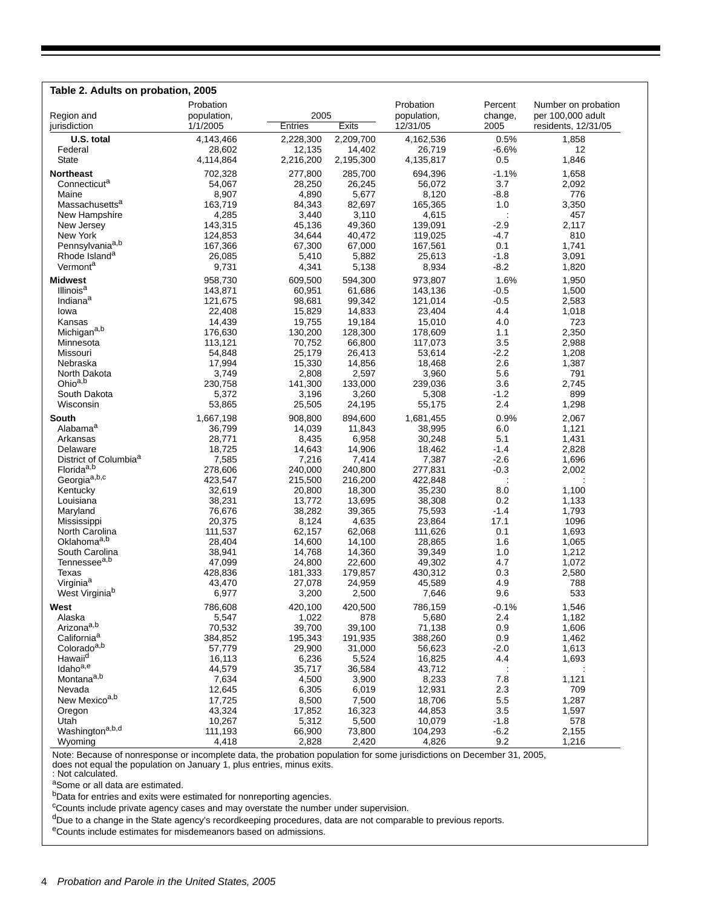**Table 2. Adults on probation, 2005**

| Region and jurisdiction | Probation population, 1/1/2005 | 2005 Entries | 2005 Exits | Probation population, 12/31/05 | Percent change, 2005 | Number on probation per 100,000 adult residents, 12/31/05 |
|---|---|---|---|---|---|---|
| **U.S. total** | 4,143,466 | 2,228,300 | 2,209,700 | 4,162,536 | 0.5% | 1,858 |
| Federal | 28,602 | 12,135 | 14,402 | 26,719 | -6.6% | 12 |
| State | 4,114,864 | 2,216,200 | 2,195,300 | 4,135,817 | 0.5 | 1,846 |
| **Northeast** | 702,328 | 277,800 | 285,700 | 694,396 | -1.1% | 1,658 |
| Connecticut[a] | 54,067 | 28,250 | 26,245 | 56,072 | 3.7 | 2,092 |
| Maine | 8,907 | 4,890 | 5,677 | 8,120 | -8.8 | 776 |
| Massachusetts[a] | 163,719 | 84,343 | 82,697 | 165,365 | 1.0 | 3,350 |
| New Hampshire | 4,285 | 3,440 | 3,110 | 4,615 | : | 457 |
| New Jersey | 143,315 | 45,136 | 49,360 | 139,091 | -2.9 | 2,117 |
| New York | 124,853 | 34,644 | 40,472 | 119,025 | -4.7 | 810 |
| Pennsylvania[a,b] | 167,366 | 67,300 | 67,000 | 167,561 | 0.1 | 1,741 |
| Rhode Island[a] | 26,085 | 5,410 | 5,882 | 25,613 | -1.8 | 3,091 |
| Vermont[a] | 9,731 | 4,341 | 5,138 | 8,934 | -8.2 | 1,820 |
| **Midwest** | 958,730 | 609,500 | 594,300 | 973,807 | 1.6% | 1,950 |
| Illinois[a] | 143,871 | 60,951 | 61,686 | 143,136 | -0.5 | 1,500 |
| Indiana[a] | 121,675 | 98,681 | 99,342 | 121,014 | -0.5 | 2,583 |
| Iowa | 22,408 | 15,829 | 14,833 | 23,404 | 4.4 | 1,018 |
| Kansas | 14,439 | 19,755 | 19,184 | 15,010 | 4.0 | 723 |
| Michigan[a,b] | 176,630 | 130,200 | 128,300 | 178,609 | 1.1 | 2,350 |
| Minnesota | 113,121 | 70,752 | 66,800 | 117,073 | 3.5 | 2,988 |
| Missouri | 54,848 | 25,179 | 26,413 | 53,614 | -2.2 | 1,208 |
| Nebraska | 17,994 | 15,330 | 14,856 | 18,468 | 2.6 | 1,387 |
| North Dakota | 3,749 | 2,808 | 2,597 | 3,960 | 5.6 | 791 |
| Ohio[a,b] | 230,758 | 141,300 | 133,000 | 239,036 | 3.6 | 2,745 |
| South Dakota | 5,372 | 3,196 | 3,260 | 5,308 | -1.2 | 899 |
| Wisconsin | 53,865 | 25,505 | 24,195 | 55,175 | 2.4 | 1,298 |
| **South** | 1,667,198 | 908,800 | 894,600 | 1,681,455 | 0.9% | 2,067 |
| Alabama[a] | 36,799 | 14,039 | 11,843 | 38,995 | 6.0 | 1,121 |
| Arkansas | 28,771 | 8,435 | 6,958 | 30,248 | 5.1 | 1,431 |
| Delaware | 18,725 | 14,643 | 14,906 | 18,462 | -1.4 | 2,828 |
| District of Columbia[a] | 7,585 | 7,216 | 7,414 | 7,387 | -2.6 | 1,696 |
| Florida[a,b] | 278,606 | 240,000 | 240,800 | 277,831 | -0.3 | 2,002 |
| Georgia[a,b,c] | 423,547 | 215,500 | 216,200 | 422,848 | : | : |
| Kentucky | 32,619 | 20,800 | 18,300 | 35,230 | 8.0 | 1,100 |
| Louisiana | 38,231 | 13,772 | 13,695 | 38,308 | 0.2 | 1,133 |
| Maryland | 76,676 | 38,282 | 39,365 | 75,593 | -1.4 | 1,793 |
| Mississippi | 20,375 | 8,124 | 4,635 | 23,864 | 17.1 | 1096 |
| North Carolina | 111,537 | 62,157 | 62,068 | 111,626 | 0.1 | 1,693 |
| Oklahoma[a,b] | 28,404 | 14,600 | 14,100 | 28,865 | 1.6 | 1,065 |
| South Carolina | 38,941 | 14,768 | 14,360 | 39,349 | 1.0 | 1,212 |
| Tennessee[a,b] | 47,099 | 24,800 | 22,600 | 49,302 | 4.7 | 1,072 |
| Texas | 428,836 | 181,333 | 179,857 | 430,312 | 0.3 | 2,580 |
| Virginia[a] | 43,470 | 27,078 | 24,959 | 45,589 | 4.9 | 788 |
| West Virginia[b] | 6,977 | 3,200 | 2,500 | 7,646 | 9.6 | 533 |
| **West** | 786,608 | 420,100 | 420,500 | 786,159 | -0.1% | 1,546 |
| Alaska | 5,547 | 1,022 | 878 | 5,680 | 2.4 | 1,182 |
| Arizona[a,b] | 70,532 | 39,700 | 39,100 | 71,138 | 0.9 | 1,606 |
| California[a] | 384,852 | 195,343 | 191,935 | 388,260 | 0.9 | 1,462 |
| Colorado[a,b] | 57,779 | 29,900 | 31,000 | 56,623 | -2.0 | 1,613 |
| Hawaii[d] | 16,113 | 6,236 | 5,524 | 16,825 | 4.4 | 1,693 |
| Idaho[a,e] | 44,579 | 35,717 | 36,584 | 43,712 | : | : |
| Montana[a,b] | 7,634 | 4,500 | 3,900 | 8,233 | 7.8 | 1,121 |
| Nevada | 12,645 | 6,305 | 6,019 | 12,931 | 2.3 | 709 |
| New Mexico[a,b] | 17,725 | 8,500 | 7,500 | 18,706 | 5.5 | 1,287 |
| Oregon | 43,324 | 17,852 | 16,323 | 44,853 | 3.5 | 1,597 |
| Utah | 10,267 | 5,312 | 5,500 | 10,079 | -1.8 | 578 |
| Washington[a,b,d] | 111,193 | 66,900 | 73,800 | 104,293 | -6.2 | 2,155 |
| Wyoming | 4,418 | 2,828 | 2,420 | 4,826 | 9.2 | 1,216 |

Note: Because of nonresponse or incomplete data, the probation population for some jurisdictions on December 31, 2005, does not equal the population on January 1, plus entries, minus exits.

: Not calculated.

[a]Some or all data are estimated.

[b]Data for entries and exits were estimated for nonreporting agencies.

[c]Counts include private agency cases and may overstate the number under supervision.

[d]Due to a change in the State agency's recordkeeping procedures, data are not comparable to previous reports.

[e]Counts include estimates for misdemeanors based on admissions.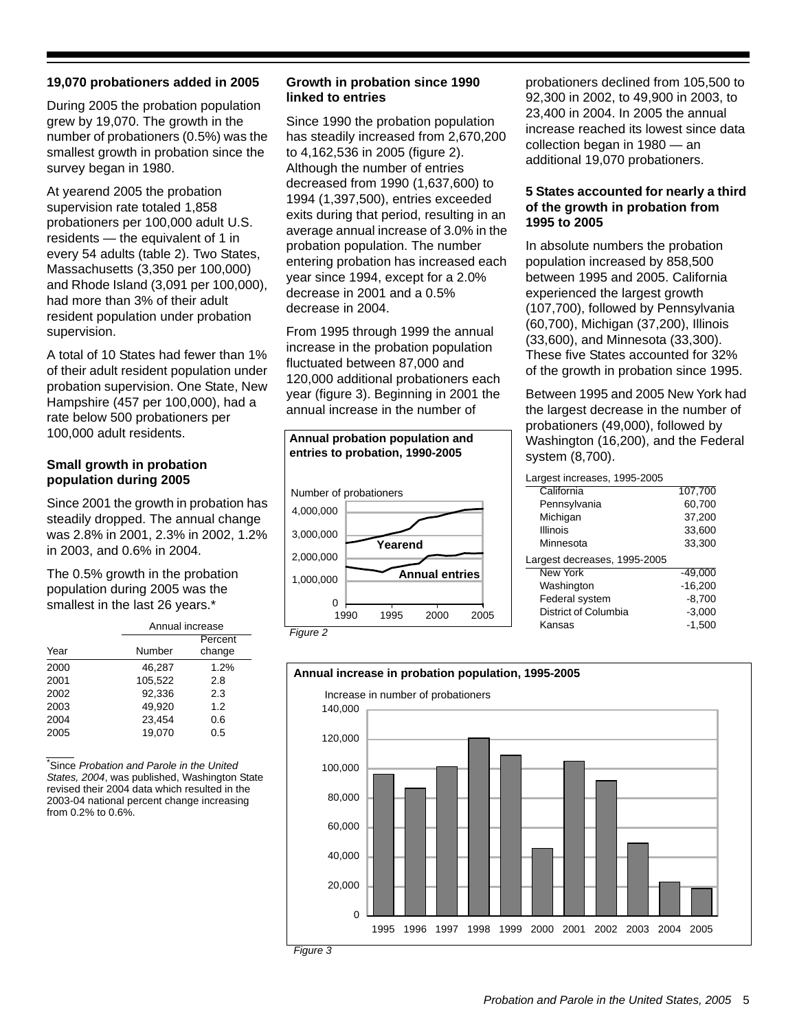### 19,070 probationers added in 2005

During 2005 the probation population grew by 19,070. The growth in the number of probationers (0.5%) was the smallest growth in probation since the survey began in 1980.

At yearend 2005 the probation supervision rate totaled 1,858 probationers per 100,000 adult U.S. residents — the equivalent of 1 in every 54 adults (table 2). Two States, Massachusetts (3,350 per 100,000) and Rhode Island (3,091 per 100,000), had more than 3% of their adult resident population under probation supervision.

A total of 10 States had fewer than 1% of their adult resident population under probation supervision. One State, New Hampshire (457 per 100,000), had a rate below 500 probationers per 100,000 adult residents.

### Small growth in probation population during 2005

Since 2001 the growth in probation has steadily dropped. The annual change was 2.8% in 2001, 2.3% in 2002, 1.2% in 2003, and 0.6% in 2004.

The 0.5% growth in the probation population during 2005 was the smallest in the last 26 years.*

| | Annual increase | |
|---|---|---|
| Year | Number | Percent change |
| 2000 | 46,287 | 1.2% |
| 2001 | 105,522 | 2.8 |
| 2002 | 92,336 | 2.3 |
| 2003 | 49,920 | 1.2 |
| 2004 | 23,454 | 0.6 |
| 2005 | 19,070 | 0.5 |

*Since *Probation and Parole in the United States, 2004*, was published, Washington State revised their 2004 data which resulted in the 2003-04 national percent change increasing from 0.2% to 0.6%.

### Growth in probation since 1990 linked to entries

Since 1990 the probation population has steadily increased from 2,670,200 to 4,162,536 in 2005 (figure 2). Although the number of entries decreased from 1990 (1,637,600) to 1994 (1,397,500), entries exceeded exits during that period, resulting in an average annual increase of 3.0% in the probation population. The number entering probation has increased each year since 1994, except for a 2.0% decrease in 2001 and a 0.5% decrease in 2004.

From 1995 through 1999 the annual increase in the probation population fluctuated between 87,000 and 120,000 additional probationers each year (figure 3). Beginning in 2001 the annual increase in the number of probationers declined from 105,500 to 92,300 in 2002, to 49,900 in 2003, to 23,400 in 2004. In 2005 the annual increase reached its lowest since data collection began in 1980 — an additional 19,070 probationers.

**Annual probation population and entries to probation, 1990-2005**

*Figure 2*

### 5 States accounted for nearly a third of the growth in probation from 1995 to 2005

In absolute numbers the probation population increased by 858,500 between 1995 and 2005. California experienced the largest growth (107,700), followed by Pennsylvania (60,700), Michigan (37,200), Illinois (33,600), and Minnesota (33,300). These five States accounted for 32% of the growth in probation since 1995.

Between 1995 and 2005 New York had the largest decrease in the number of probationers (49,000), followed by Washington (16,200), and the Federal system (8,700).

| Largest increases, 1995-2005 | |
|---|---|
| California | 107,700 |
| Pennsylvania | 60,700 |
| Michigan | 37,200 |
| Illinois | 33,600 |
| Minnesota | 33,300 |
| **Largest decreases, 1995-2005** | |
| New York | -49,000 |
| Washington | -16,200 |
| Federal system | -8,700 |
| District of Columbia | -3,000 |
| Kansas | -1,500 |

**Annual increase in probation population, 1995-2005**

*Figure 3*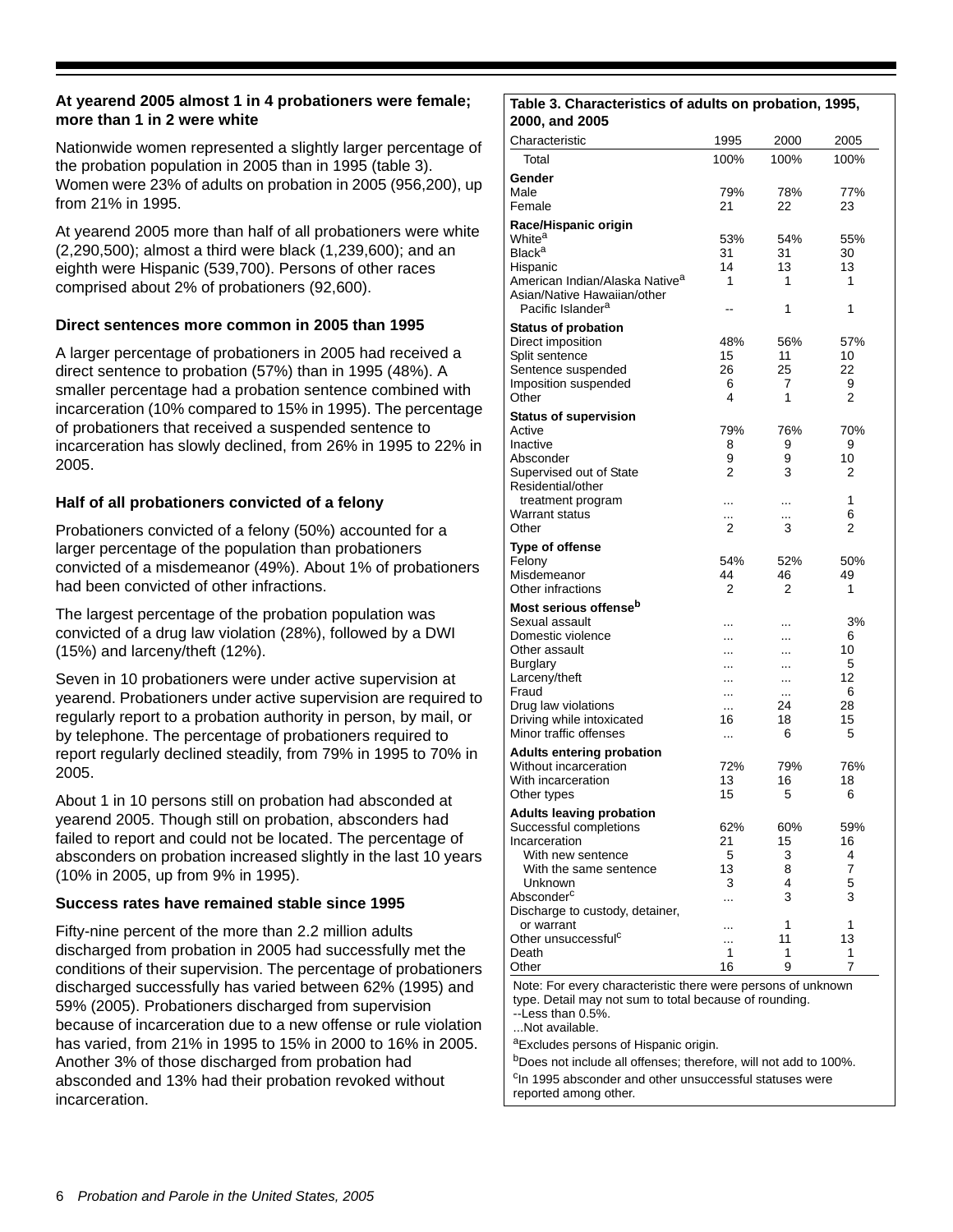### At yearend 2005 almost 1 in 4 probationers were female; more than 1 in 2 were white

Nationwide women represented a slightly larger percentage of the probation population in 2005 than in 1995 (table 3). Women were 23% of adults on probation in 2005 (956,200), up from 21% in 1995.

At yearend 2005 more than half of all probationers were white (2,290,500); almost a third were black (1,239,600); and an eighth were Hispanic (539,700). Persons of other races comprised about 2% of probationers (92,600).

### Direct sentences more common in 2005 than 1995

A larger percentage of probationers in 2005 had received a direct sentence to probation (57%) than in 1995 (48%). A smaller percentage had a probation sentence combined with incarceration (10% compared to 15% in 1995). The percentage of probationers that received a suspended sentence to incarceration has slowly declined, from 26% in 1995 to 22% in 2005.

### Half of all probationers convicted of a felony

Probationers convicted of a felony (50%) accounted for a larger percentage of the population than probationers convicted of a misdemeanor (49%). About 1% of probationers had been convicted of other infractions.

The largest percentage of the probation population was convicted of a drug law violation (28%), followed by a DWI (15%) and larceny/theft (12%).

Seven in 10 probationers were under active supervision at yearend. Probationers under active supervision are required to regularly report to a probation authority in person, by mail, or by telephone. The percentage of probationers required to report regularly declined steadily, from 79% in 1995 to 70% in 2005.

About 1 in 10 persons still on probation had absconded at yearend 2005. Though still on probation, absconders had failed to report and could not be located. The percentage of absconders on probation increased slightly in the last 10 years (10% in 2005, up from 9% in 1995).

### Success rates have remained stable since 1995

Fifty-nine percent of the more than 2.2 million adults discharged from probation in 2005 had successfully met the conditions of their supervision. The percentage of probationers discharged successfully has varied between 62% (1995) and 59% (2005). Probationers discharged from supervision because of incarceration due to a new offense or rule violation has varied, from 21% in 1995 to 15% in 2000 to 16% in 2005. Another 3% of those discharged from probation had absconded and 13% had their probation revoked without incarceration.

**Table 3. Characteristics of adults on probation, 1995, 2000, and 2005**

| Characteristic | 1995 | 2000 | 2005 |
|---|---|---|---|
| Total | 100% | 100% | 100% |
| **Gender** | | | |
| Male | 79% | 78% | 77% |
| Female | 21 | 22 | 23 |
| **Race/Hispanic origin** | | | |
| White[a] | 53% | 54% | 55% |
| Black[a] | 31 | 31 | 30 |
| Hispanic | 14 | 13 | 13 |
| American Indian/Alaska Native[a] | 1 | 1 | 1 |
| Asian/Native Hawaiian/other Pacific Islander[a] | -- | 1 | 1 |
| **Status of probation** | | | |
| Direct imposition | 48% | 56% | 57% |
| Split sentence | 15 | 11 | 10 |
| Sentence suspended | 26 | 25 | 22 |
| Imposition suspended | 6 | 7 | 9 |
| Other | 4 | 1 | 2 |
| **Status of supervision** | | | |
| Active | 79% | 76% | 70% |
| Inactive | 8 | 9 | 9 |
| Absconder | 9 | 9 | 10 |
| Supervised out of State | 2 | 3 | 2 |
| Residential/other treatment program | ... | ... | 1 |
| Warrant status | ... | ... | 6 |
| Other | 2 | 3 | 2 |
| **Type of offense** | | | |
| Felony | 54% | 52% | 50% |
| Misdemeanor | 44 | 46 | 49 |
| Other infractions | 2 | 2 | 1 |
| **Most serious offense[b]** | | | |
| Sexual assault | ... | ... | 3% |
| Domestic violence | ... | ... | 6 |
| Other assault | ... | ... | 10 |
| Burglary | ... | ... | 5 |
| Larceny/theft | ... | ... | 12 |
| Fraud | ... | ... | 6 |
| Drug law violations | ... | 24 | 28 |
| Driving while intoxicated | 16 | 18 | 15 |
| Minor traffic offenses | ... | 6 | 5 |
| **Adults entering probation** | | | |
| Without incarceration | 72% | 79% | 76% |
| With incarceration | 13 | 16 | 18 |
| Other types | 15 | 5 | 6 |
| **Adults leaving probation** | | | |
| Successful completions | 62% | 60% | 59% |
| Incarceration | 21 | 15 | 16 |
| With new sentence | 5 | 3 | 4 |
| With the same sentence | 13 | 8 | 7 |
| Unknown | 3 | 4 | 5 |
| Absconder[c] | ... | 3 | 3 |
| Discharge to custody, detainer, or warrant | ... | 1 | 1 |
| Other unsuccessful[c] | ... | 11 | 13 |
| Death | 1 | 1 | 1 |
| Other | 16 | 9 | 7 |

Note: For every characteristic there were persons of unknown type. Detail may not sum to total because of rounding.
--Less than 0.5%.
...Not available.
[a]Excludes persons of Hispanic origin.
[b]Does not include all offenses; therefore, will not add to 100%.
[c]In 1995 absconder and other unsuccessful statuses were reported among other.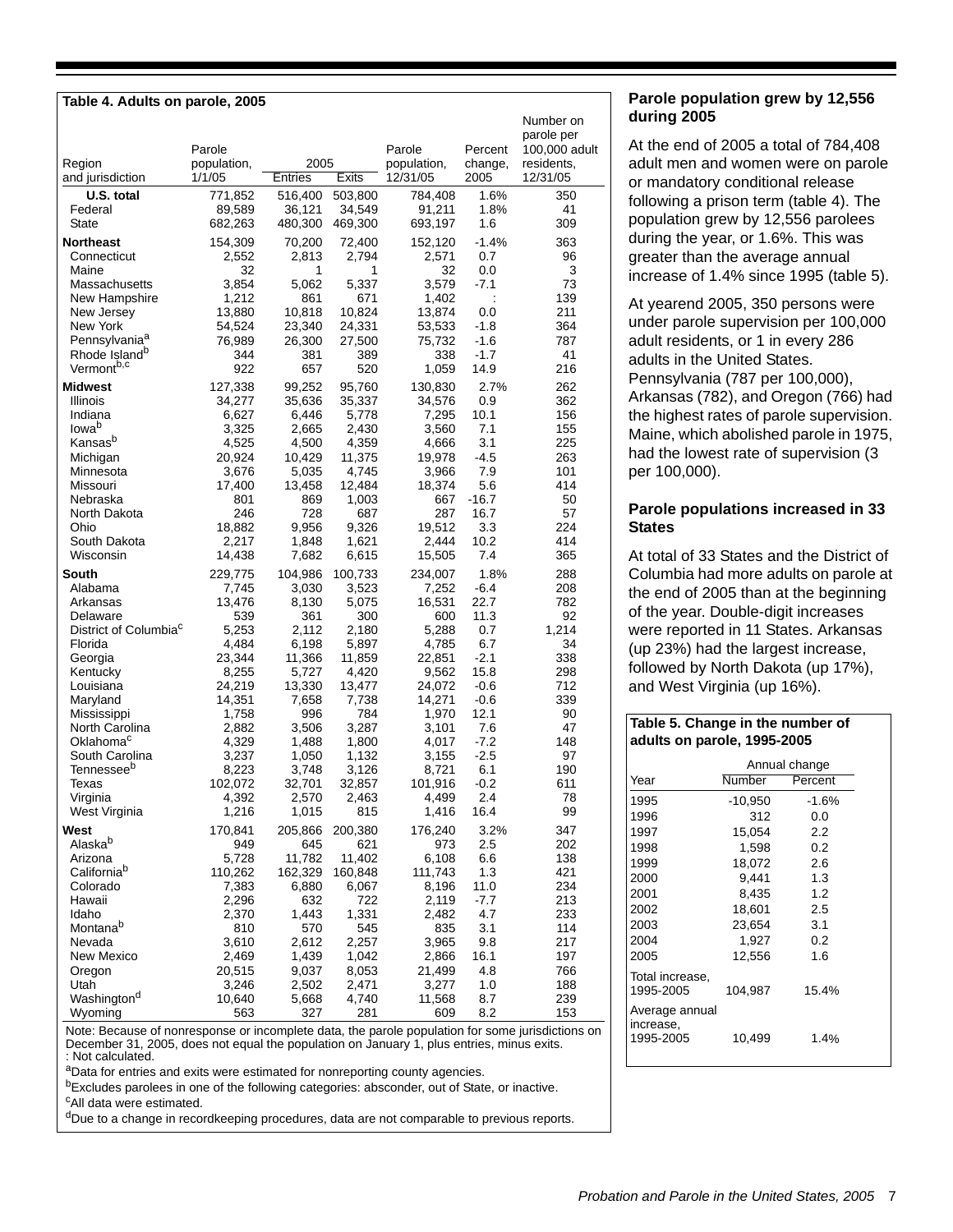**Table 4. Adults on parole, 2005**

| Region and jurisdiction | Parole population, 1/1/05 | 2005 Entries | 2005 Exits | Parole population, 12/31/05 | Percent change, 2005 | Number on parole per 100,000 adult residents, 12/31/05 |
|---|---|---|---|---|---|---|
| **U.S. total** | 771,852 | 516,400 | 503,800 | 784,408 | 1.6% | 350 |
| Federal | 89,589 | 36,121 | 34,549 | 91,211 | 1.8% | 41 |
| State | 682,263 | 480,300 | 469,300 | 693,197 | 1.6 | 309 |
| **Northeast** | 154,309 | 70,200 | 72,400 | 152,120 | -1.4% | 363 |
| Connecticut | 2,552 | 2,813 | 2,794 | 2,571 | 0.7 | 96 |
| Maine | 32 | 1 | 1 | 32 | 0.0 | 3 |
| Massachusetts | 3,854 | 5,062 | 5,337 | 3,579 | -7.1 | 73 |
| New Hampshire | 1,212 | 861 | 671 | 1,402 | : | 139 |
| New Jersey | 13,880 | 10,818 | 10,824 | 13,874 | 0.0 | 211 |
| New York | 54,524 | 23,340 | 24,331 | 53,533 | -1.8 | 364 |
| Pennsylvania[a] | 76,989 | 26,300 | 27,500 | 75,732 | -1.6 | 787 |
| Rhode Island[b] | 344 | 381 | 389 | 338 | -1.7 | 41 |
| Vermont[b,c] | 922 | 657 | 520 | 1,059 | 14.9 | 216 |
| **Midwest** | 127,338 | 99,252 | 95,760 | 130,830 | 2.7% | 262 |
| Illinois | 34,277 | 35,636 | 35,337 | 34,576 | 0.9 | 362 |
| Indiana | 6,627 | 6,446 | 5,778 | 7,295 | 10.1 | 156 |
| Iowa[b] | 3,325 | 2,665 | 2,430 | 3,560 | 7.1 | 155 |
| Kansas[b] | 4,525 | 4,500 | 4,359 | 4,666 | 3.1 | 225 |
| Michigan | 20,924 | 10,429 | 11,375 | 19,978 | -4.5 | 263 |
| Minnesota | 3,676 | 5,035 | 4,745 | 3,966 | 7.9 | 101 |
| Missouri | 17,400 | 13,458 | 12,484 | 18,374 | 5.6 | 414 |
| Nebraska | 801 | 869 | 1,003 | 667 | -16.7 | 50 |
| North Dakota | 246 | 728 | 687 | 287 | 16.7 | 57 |
| Ohio | 18,882 | 9,956 | 9,326 | 19,512 | 3.3 | 224 |
| South Dakota | 2,217 | 1,848 | 1,621 | 2,444 | 10.2 | 414 |
| Wisconsin | 14,438 | 7,682 | 6,615 | 15,505 | 7.4 | 365 |
| **South** | 229,775 | 104,986 | 100,733 | 234,007 | 1.8% | 288 |
| Alabama | 7,745 | 3,030 | 3,523 | 7,252 | -6.4 | 208 |
| Arkansas | 13,476 | 8,130 | 5,075 | 16,531 | 22.7 | 782 |
| Delaware | 539 | 361 | 300 | 600 | 11.3 | 92 |
| District of Columbia[c] | 5,253 | 2,112 | 2,180 | 5,288 | 0.7 | 1,214 |
| Florida | 4,484 | 6,198 | 5,897 | 4,785 | 6.7 | 34 |
| Georgia | 23,344 | 11,366 | 11,859 | 22,851 | -2.1 | 338 |
| Kentucky | 8,255 | 5,727 | 4,420 | 9,562 | 15.8 | 298 |
| Louisiana | 24,219 | 13,330 | 13,477 | 24,072 | -0.6 | 712 |
| Maryland | 14,351 | 7,658 | 7,738 | 14,271 | -0.6 | 339 |
| Mississippi | 1,758 | 996 | 784 | 1,970 | 12.1 | 90 |
| North Carolina | 2,882 | 3,506 | 3,287 | 3,101 | 7.6 | 47 |
| Oklahoma[c] | 4,329 | 1,488 | 1,800 | 4,017 | -7.2 | 148 |
| South Carolina | 3,237 | 1,050 | 1,132 | 3,155 | -2.5 | 97 |
| Tennessee[b] | 8,223 | 3,748 | 3,126 | 8,721 | 6.1 | 190 |
| Texas | 102,072 | 32,701 | 32,857 | 101,916 | -0.2 | 611 |
| Virginia | 4,392 | 2,570 | 2,463 | 4,499 | 2.4 | 78 |
| West Virginia | 1,216 | 1,015 | 815 | 1,416 | 16.4 | 99 |
| **West** | 170,841 | 205,866 | 200,380 | 176,240 | 3.2% | 347 |
| Alaska[b] | 949 | 645 | 621 | 973 | 2.5 | 202 |
| Arizona | 5,728 | 11,782 | 11,402 | 6,108 | 6.6 | 138 |
| California[b] | 110,262 | 162,329 | 160,848 | 111,743 | 1.3 | 421 |
| Colorado | 7,383 | 6,880 | 6,067 | 8,196 | 11.0 | 234 |
| Hawaii | 2,296 | 632 | 722 | 2,119 | -7.7 | 213 |
| Idaho | 2,370 | 1,443 | 1,331 | 2,482 | 4.7 | 233 |
| Montana[b] | 810 | 570 | 545 | 835 | 3.1 | 114 |
| Nevada | 3,610 | 2,612 | 2,257 | 3,965 | 9.8 | 217 |
| New Mexico | 2,469 | 1,439 | 1,042 | 2,866 | 16.1 | 197 |
| Oregon | 20,515 | 9,037 | 8,053 | 21,499 | 4.8 | 766 |
| Utah | 3,246 | 2,502 | 2,471 | 3,277 | 1.0 | 188 |
| Washington[d] | 10,640 | 5,668 | 4,740 | 11,568 | 8.7 | 239 |
| Wyoming | 563 | 327 | 281 | 609 | 8.2 | 153 |

Note: Because of nonresponse or incomplete data, the parole population for some jurisdictions on December 31, 2005, does not equal the population on January 1, plus entries, minus exits.
: Not calculated.
[a]Data for entries and exits were estimated for nonreporting county agencies.
[b]Excludes parolees in one of the following categories: absconder, out of State, or inactive.
[c]All data were estimated.
[d]Due to a change in recordkeeping procedures, data are not comparable to previous reports.

### Parole population grew by 12,556 during 2005

At the end of 2005 a total of 784,408 adult men and women were on parole or mandatory conditional release following a prison term (table 4). The population grew by 12,556 parolees during the year, or 1.6%. This was greater than the average annual increase of 1.4% since 1995 (table 5).

At yearend 2005, 350 persons were under parole supervision per 100,000 adult residents, or 1 in every 286 adults in the United States. Pennsylvania (787 per 100,000), Arkansas (782), and Oregon (766) had the highest rates of parole supervision. Maine, which abolished parole in 1975, had the lowest rate of supervision (3 per 100,000).

### Parole populations increased in 33 States

At total of 33 States and the District of Columbia had more adults on parole at the end of 2005 than at the beginning of the year. Double-digit increases were reported in 11 States. Arkansas (up 23%) had the largest increase, followed by North Dakota (up 17%), and West Virginia (up 16%).

**Table 5. Change in the number of adults on parole, 1995-2005**

| Year | Annual change: Number | Annual change: Percent |
|---|---|---|
| 1995 | -10,950 | -1.6% |
| 1996 | 312 | 0.0 |
| 1997 | 15,054 | 2.2 |
| 1998 | 1,598 | 0.2 |
| 1999 | 18,072 | 2.6 |
| 2000 | 9,441 | 1.3 |
| 2001 | 8,435 | 1.2 |
| 2002 | 18,601 | 2.5 |
| 2003 | 23,654 | 3.1 |
| 2004 | 1,927 | 0.2 |
| 2005 | 12,556 | 1.6 |
| Total increase, 1995-2005 | 104,987 | 15.4% |
| Average annual increase, 1995-2005 | 10,499 | 1.4% |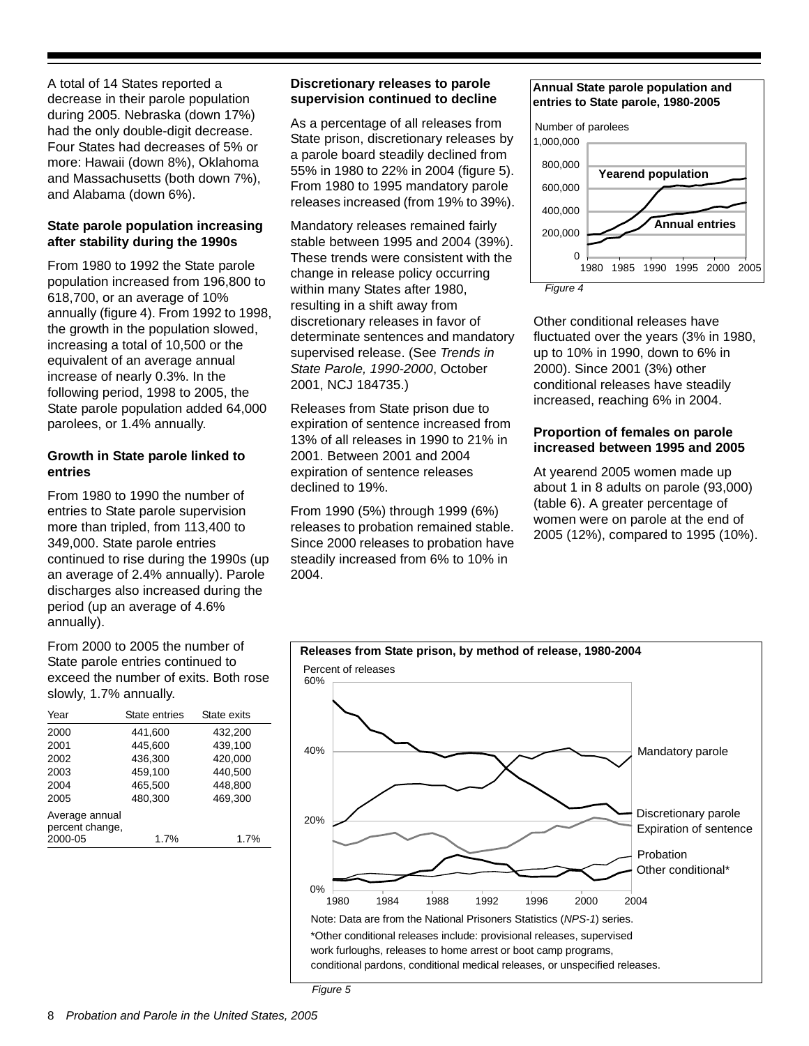A total of 14 States reported a decrease in their parole population during 2005. Nebraska (down 17%) had the only double-digit decrease. Four States had decreases of 5% or more: Hawaii (down 8%), Oklahoma and Massachusetts (both down 7%), and Alabama (down 6%).

**State parole population increasing after stability during the 1990s**

From 1980 to 1992 the State parole population increased from 196,800 to 618,700, or an average of 10% annually (figure 4). From 1992 to 1998, the growth in the population slowed, increasing a total of 10,500 or the equivalent of an average annual increase of nearly 0.3%. In the following period, 1998 to 2005, the State parole population added 64,000 parolees, or 1.4% annually.

**Growth in State parole linked to entries**

From 1980 to 1990 the number of entries to State parole supervision more than tripled, from 113,400 to 349,000. State parole entries continued to rise during the 1990s (up an average of 2.4% annually). Parole discharges also increased during the period (up an average of 4.6% annually).

From 2000 to 2005 the number of State parole entries continued to exceed the number of exits. Both rose slowly, 1.7% annually.

| Year | State entries | State exits |
|---|---|---|
| 2000 | 441,600 | 432,200 |
| 2001 | 445,600 | 439,100 |
| 2002 | 436,300 | 420,000 |
| 2003 | 459,100 | 440,500 |
| 2004 | 465,500 | 448,800 |
| 2005 | 480,300 | 469,300 |
| Average annual percent change, 2000-05 | 1.7% | 1.7% |

**Discretionary releases to parole supervision continued to decline**

As a percentage of all releases from State prison, discretionary releases by a parole board steadily declined from 55% in 1980 to 22% in 2004 (figure 5). From 1980 to 1995 mandatory parole releases increased (from 19% to 39%).

Mandatory releases remained fairly stable between 1995 and 2004 (39%). These trends were consistent with the change in release policy occurring within many States after 1980, resulting in a shift away from discretionary releases in favor of determinate sentences and mandatory supervised release. (See *Trends in State Parole, 1990-2000*, October 2001, NCJ 184735.)

Releases from State prison due to expiration of sentence increased from 13% of all releases in 1990 to 21% in 2001. Between 2001 and 2004 expiration of sentence releases declined to 19%.

From 1990 (5%) through 1999 (6%) releases to probation remained stable. Since 2000 releases to probation have steadily increased from 6% to 10% in 2004.

**Annual State parole population and entries to State parole, 1980-2005**

Number of parolees: 0 to 1,000,000; series: Yearend population, Annual entries; years 1980–2005

*Figure 4*

Other conditional releases have fluctuated over the years (3% in 1980, up to 10% in 1990, down to 6% in 2000). Since 2001 (3%) other conditional releases have steadily increased, reaching 6% in 2004.

**Proportion of females on parole increased between 1995 and 2005**

At yearend 2005 women made up about 1 in 8 adults on parole (93,000) (table 6). A greater percentage of women were on parole at the end of 2005 (12%), compared to 1995 (10%).

**Releases from State prison, by method of release, 1980-2004**

Percent of releases: 0% to 60%; series: Mandatory parole, Discretionary parole, Expiration of sentence, Probation, Other conditional*; years 1980–2004

Note: Data are from the National Prisoners Statistics (*NPS-1*) series.

*Other conditional releases include: provisional releases, supervised work furloughs, releases to home arrest or boot camp programs, conditional pardons, conditional medical releases, or unspecified releases.

*Figure 5*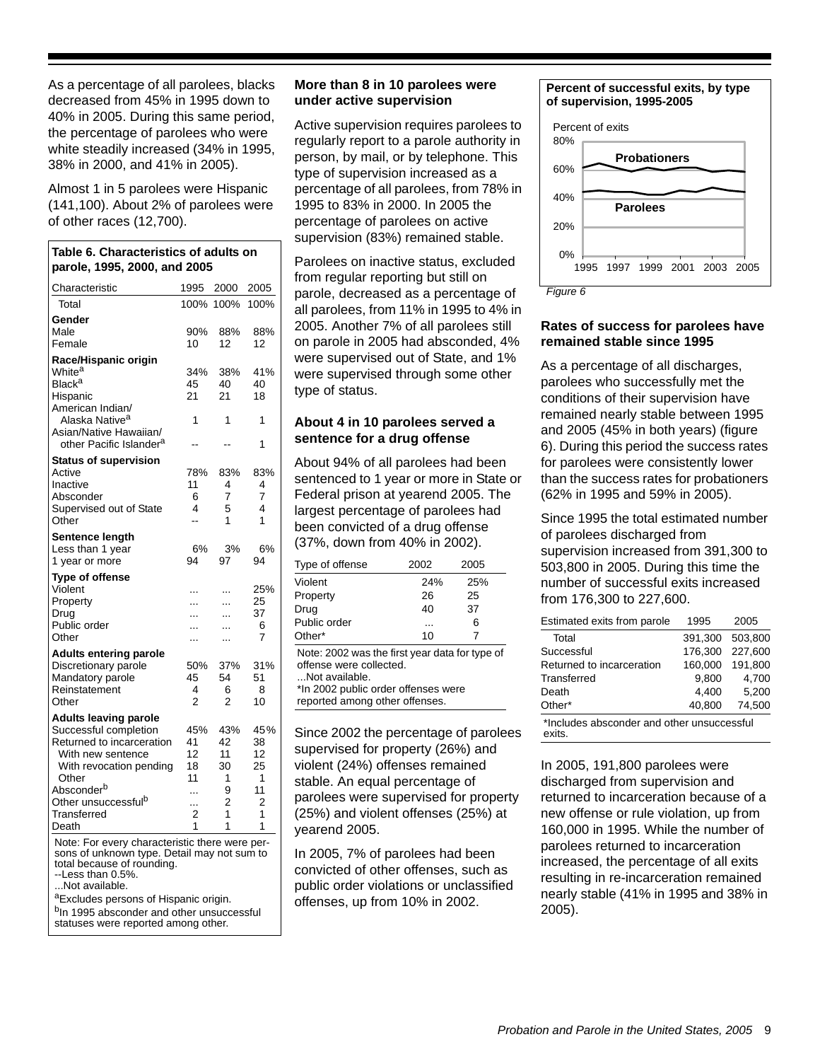As a percentage of all parolees, blacks decreased from 45% in 1995 down to 40% in 2005. During this same period, the percentage of parolees who were white steadily increased (34% in 1995, 38% in 2000, and 41% in 2005).

Almost 1 in 5 parolees were Hispanic (141,100). About 2% of parolees were of other races (12,700).

**Table 6. Characteristics of adults on parole, 1995, 2000, and 2005**

| Characteristic | 1995 | 2000 | 2005 |
|---|---|---|---|
| Total | 100% | 100% | 100% |
| **Gender** | | | |
| Male | 90% | 88% | 88% |
| Female | 10 | 12 | 12 |
| **Race/Hispanic origin** | | | |
| White[a] | 34% | 38% | 41% |
| Black[a] | 45 | 40 | 40 |
| Hispanic | 21 | 21 | 18 |
| American Indian/ Alaska Native[a] | 1 | 1 | 1 |
| Asian/Native Hawaiian/ other Pacific Islander[a] | -- | -- | 1 |
| **Status of supervision** | | | |
| Active | 78% | 83% | 83% |
| Inactive | 11 | 4 | 4 |
| Absconder | 6 | 7 | 7 |
| Supervised out of State | 4 | 5 | 4 |
| Other | -- | 1 | 1 |
| **Sentence length** | | | |
| Less than 1 year | 6% | 3% | 6% |
| 1 year or more | 94 | 97 | 94 |
| **Type of offense** | | | |
| Violent | ... | ... | 25% |
| Property | ... | ... | 25 |
| Drug | ... | ... | 37 |
| Public order | ... | ... | 6 |
| Other | ... | ... | 7 |
| **Adults entering parole** | | | |
| Discretionary parole | 50% | 37% | 31% |
| Mandatory parole | 45 | 54 | 51 |
| Reinstatement | 4 | 6 | 8 |
| Other | 2 | 2 | 10 |
| **Adults leaving parole** | | | |
| Successful completion | 45% | 43% | 45% |
| Returned to incarceration | 41 | 42 | 38 |
| With new sentence | 12 | 11 | 12 |
| With revocation pending | 18 | 30 | 25 |
| Other | 11 | 1 | 1 |
| Absconder[b] | ... | 9 | 11 |
| Other unsuccessful[b] | ... | 2 | 2 |
| Transferred | 2 | 1 | 1 |
| Death | 1 | 1 | 1 |

Note: For every characteristic there were persons of unknown type. Detail may not sum to total because of rounding.
--Less than 0.5%.
...Not available.
[a]Excludes persons of Hispanic origin.
[b]In 1995 absconder and other unsuccessful statuses were reported among other.

### More than 8 in 10 parolees were under active supervision

Active supervision requires parolees to regularly report to a parole authority in person, by mail, or by telephone. This type of supervision increased as a percentage of all parolees, from 78% in 1995 to 83% in 2000. In 2005 the percentage of parolees on active supervision (83%) remained stable.

Parolees on inactive status, excluded from regular reporting but still on parole, decreased as a percentage of all parolees, from 11% in 1995 to 4% in 2005. Another 7% of all parolees still on parole in 2005 had absconded, 4% were supervised out of State, and 1% were supervised through some other type of status.

### About 4 in 10 parolees served a sentence for a drug offense

About 94% of all parolees had been sentenced to 1 year or more in State or Federal prison at yearend 2005. The largest percentage of parolees had been convicted of a drug offense (37%, down from 40% in 2002).

| Type of offense | 2002 | 2005 |
|---|---|---|
| Violent | 24% | 25% |
| Property | 26 | 25 |
| Drug | 40 | 37 |
| Public order | ... | 6 |
| Other* | 10 | 7 |

Note: 2002 was the first year data for type of offense were collected.
...Not available.
*In 2002 public order offenses were reported among other offenses.

Since 2002 the percentage of parolees supervised for property (26%) and violent (24%) offenses remained stable. An equal percentage of parolees were supervised for property (25%) and violent offenses (25%) at yearend 2005.

In 2005, 7% of parolees had been convicted of other offenses, such as public order violations or unclassified offenses, up from 10% in 2002.

**Percent of successful exits, by type of supervision, 1995-2005**

*Figure 6*

### Rates of success for parolees have remained stable since 1995

As a percentage of all discharges, parolees who successfully met the conditions of their supervision have remained nearly stable between 1995 and 2005 (45% in both years) (figure 6). During this period the success rates for parolees were consistently lower than the success rates for probationers (62% in 1995 and 59% in 2005).

Since 1995 the total estimated number of parolees discharged from supervision increased from 391,300 to 503,800 in 2005. During this time the number of successful exits increased from 176,300 to 227,600.

| Estimated exits from parole | 1995 | 2005 |
|---|---|---|
| Total | 391,300 | 503,800 |
| Successful | 176,300 | 227,600 |
| Returned to incarceration | 160,000 | 191,800 |
| Transferred | 9,800 | 4,700 |
| Death | 4,400 | 5,200 |
| Other* | 40,800 | 74,500 |

*Includes absconder and other unsuccessful exits.

In 2005, 191,800 parolees were discharged from supervision and returned to incarceration because of a new offense or rule violation, up from 160,000 in 1995. While the number of parolees returned to incarceration increased, the percentage of all exits resulting in re-incarceration remained nearly stable (41% in 1995 and 38% in 2005).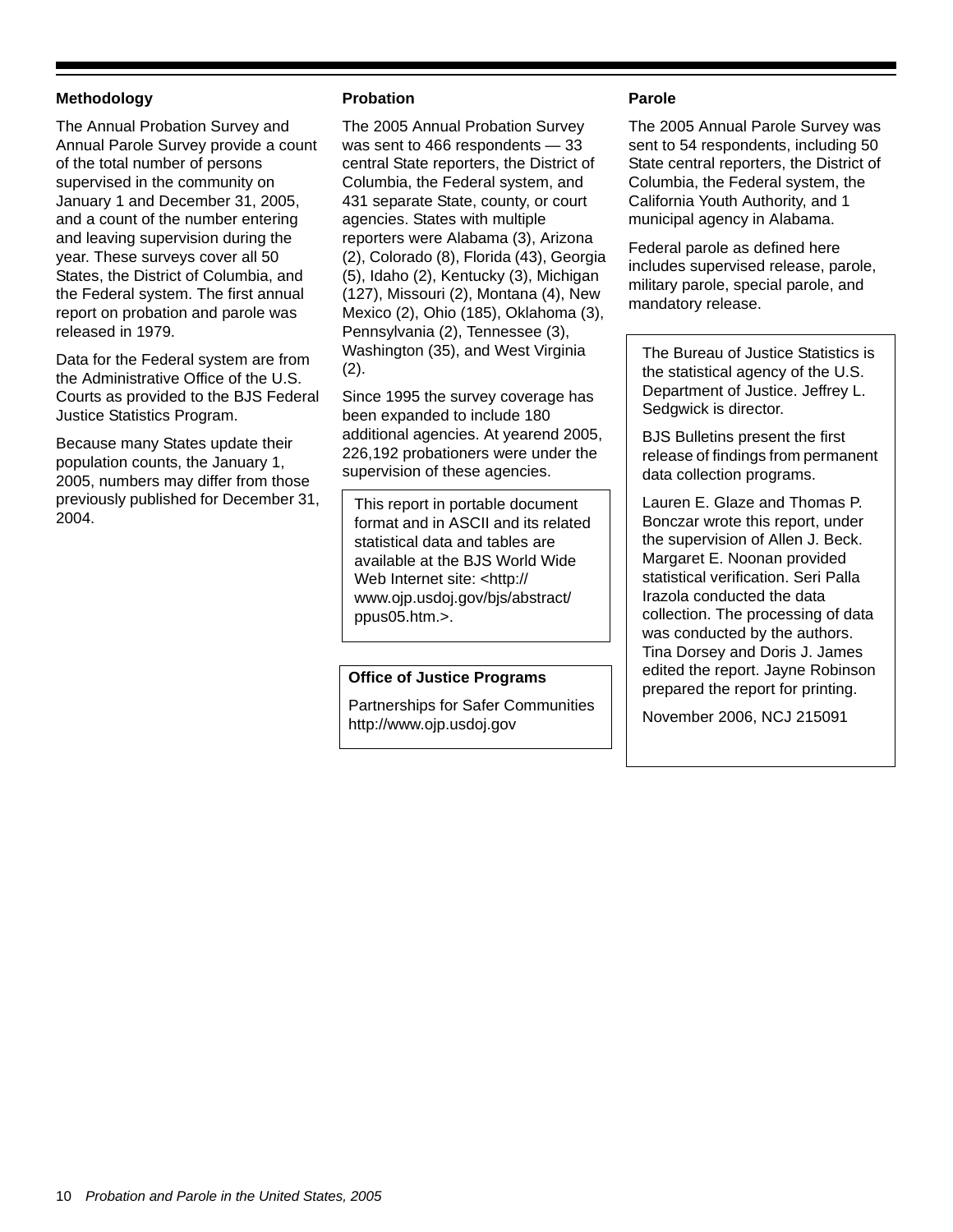## Methodology

The Annual Probation Survey and Annual Parole Survey provide a count of the total number of persons supervised in the community on January 1 and December 31, 2005, and a count of the number entering and leaving supervision during the year. These surveys cover all 50 States, the District of Columbia, and the Federal system. The first annual report on probation and parole was released in 1979.

Data for the Federal system are from the Administrative Office of the U.S. Courts as provided to the BJS Federal Justice Statistics Program.

Because many States update their population counts, the January 1, 2005, numbers may differ from those previously published for December 31, 2004.

## Probation

The 2005 Annual Probation Survey was sent to 466 respondents — 33 central State reporters, the District of Columbia, the Federal system, and 431 separate State, county, or court agencies. States with multiple reporters were Alabama (3), Arizona (2), Colorado (8), Florida (43), Georgia (5), Idaho (2), Kentucky (3), Michigan (127), Missouri (2), Montana (4), New Mexico (2), Ohio (185), Oklahoma (3), Pennsylvania (2), Tennessee (3), Washington (35), and West Virginia (2).

Since 1995 the survey coverage has been expanded to include 180 additional agencies. At yearend 2005, 226,192 probationers were under the supervision of these agencies.

This report in portable document format and in ASCII and its related statistical data and tables are available at the BJS World Wide Web Internet site: <http://www.ojp.usdoj.gov/bjs/abstract/ppus05.htm.>.

**Office of Justice Programs**

Partnerships for Safer Communities
http://www.ojp.usdoj.gov

## Parole

The 2005 Annual Parole Survey was sent to 54 respondents, including 50 State central reporters, the District of Columbia, the Federal system, the California Youth Authority, and 1 municipal agency in Alabama.

Federal parole as defined here includes supervised release, parole, military parole, special parole, and mandatory release.

The Bureau of Justice Statistics is the statistical agency of the U.S. Department of Justice. Jeffrey L. Sedgwick is director.

BJS Bulletins present the first release of findings from permanent data collection programs.

Lauren E. Glaze and Thomas P. Bonczar wrote this report, under the supervision of Allen J. Beck. Margaret E. Noonan provided statistical verification. Seri Palla Irazola conducted the data collection. The processing of data was conducted by the authors. Tina Dorsey and Doris J. James edited the report. Jayne Robinson prepared the report for printing.

November 2006, NCJ 215091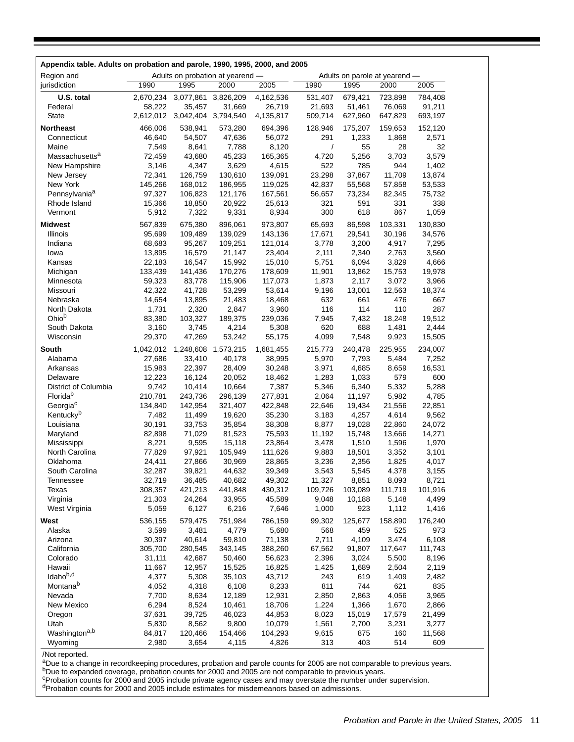**Appendix table. Adults on probation and parole, 1990, 1995, 2000, and 2005**

| Region and jurisdiction | Adults on probation at yearend — | | | | Adults on parole at yearend — | | | |
|---|---|---|---|---|---|---|---|---|
| | 1990 | 1995 | 2000 | 2005 | 1990 | 1995 | 2000 | 2005 |
| **U.S. total** | 2,670,234 | 3,077,861 | 3,826,209 | 4,162,536 | 531,407 | 679,421 | 723,898 | 784,408 |
| Federal | 58,222 | 35,457 | 31,669 | 26,719 | 21,693 | 51,461 | 76,069 | 91,211 |
| State | 2,612,012 | 3,042,404 | 3,794,540 | 4,135,817 | 509,714 | 627,960 | 647,829 | 693,197 |
| **Northeast** | 466,006 | 538,941 | 573,280 | 694,396 | 128,946 | 175,207 | 159,653 | 152,120 |
| Connecticut | 46,640 | 54,507 | 47,636 | 56,072 | 291 | 1,233 | 1,868 | 2,571 |
| Maine | 7,549 | 8,641 | 7,788 | 8,120 | / | 55 | 28 | 32 |
| Massachusetts[a] | 72,459 | 43,680 | 45,233 | 165,365 | 4,720 | 5,256 | 3,703 | 3,579 |
| New Hampshire | 3,146 | 4,347 | 3,629 | 4,615 | 522 | 785 | 944 | 1,402 |
| New Jersey | 72,341 | 126,759 | 130,610 | 139,091 | 23,298 | 37,867 | 11,709 | 13,874 |
| New York | 145,266 | 168,012 | 186,955 | 119,025 | 42,837 | 55,568 | 57,858 | 53,533 |
| Pennsylvania[a] | 97,327 | 106,823 | 121,176 | 167,561 | 56,657 | 73,234 | 82,345 | 75,732 |
| Rhode Island | 15,366 | 18,850 | 20,922 | 25,613 | 321 | 591 | 331 | 338 |
| Vermont | 5,912 | 7,322 | 9,331 | 8,934 | 300 | 618 | 867 | 1,059 |
| **Midwest** | 567,839 | 675,380 | 896,061 | 973,807 | 65,693 | 86,598 | 103,331 | 130,830 |
| Illinois | 95,699 | 109,489 | 139,029 | 143,136 | 17,671 | 29,541 | 30,196 | 34,576 |
| Indiana | 68,683 | 95,267 | 109,251 | 121,014 | 3,778 | 3,200 | 4,917 | 7,295 |
| Iowa | 13,895 | 16,579 | 21,147 | 23,404 | 2,111 | 2,340 | 2,763 | 3,560 |
| Kansas | 22,183 | 16,547 | 15,992 | 15,010 | 5,751 | 6,094 | 3,829 | 4,666 |
| Michigan | 133,439 | 141,436 | 170,276 | 178,609 | 11,901 | 13,862 | 15,753 | 19,978 |
| Minnesota | 59,323 | 83,778 | 115,906 | 117,073 | 1,873 | 2,117 | 3,072 | 3,966 |
| Missouri | 42,322 | 41,728 | 53,299 | 53,614 | 9,196 | 13,001 | 12,563 | 18,374 |
| Nebraska | 14,654 | 13,895 | 21,483 | 18,468 | 632 | 661 | 476 | 667 |
| North Dakota | 1,731 | 2,320 | 2,847 | 3,960 | 116 | 114 | 110 | 287 |
| Ohio[b] | 83,380 | 103,327 | 189,375 | 239,036 | 7,945 | 7,432 | 18,248 | 19,512 |
| South Dakota | 3,160 | 3,745 | 4,214 | 5,308 | 620 | 688 | 1,481 | 2,444 |
| Wisconsin | 29,370 | 47,269 | 53,242 | 55,175 | 4,099 | 7,548 | 9,923 | 15,505 |
| **South** | 1,042,012 | 1,248,608 | 1,573,215 | 1,681,455 | 215,773 | 240,478 | 225,955 | 234,007 |
| Alabama | 27,686 | 33,410 | 40,178 | 38,995 | 5,970 | 7,793 | 5,484 | 7,252 |
| Arkansas | 15,983 | 22,397 | 28,409 | 30,248 | 3,971 | 4,685 | 8,659 | 16,531 |
| Delaware | 12,223 | 16,124 | 20,052 | 18,462 | 1,283 | 1,033 | 579 | 600 |
| District of Columbia | 9,742 | 10,414 | 10,664 | 7,387 | 5,346 | 6,340 | 5,332 | 5,288 |
| Florida[b] | 210,781 | 243,736 | 296,139 | 277,831 | 2,064 | 11,197 | 5,982 | 4,785 |
| Georgia[c] | 134,840 | 142,954 | 321,407 | 422,848 | 22,646 | 19,434 | 21,556 | 22,851 |
| Kentucky[b] | 7,482 | 11,499 | 19,620 | 35,230 | 3,183 | 4,257 | 4,614 | 9,562 |
| Louisiana | 30,191 | 33,753 | 35,854 | 38,308 | 8,877 | 19,028 | 22,860 | 24,072 |
| Maryland | 82,898 | 71,029 | 81,523 | 75,593 | 11,192 | 15,748 | 13,666 | 14,271 |
| Mississippi | 8,221 | 9,595 | 15,118 | 23,864 | 3,478 | 1,510 | 1,596 | 1,970 |
| North Carolina | 77,829 | 97,921 | 105,949 | 111,626 | 9,883 | 18,501 | 3,352 | 3,101 |
| Oklahoma | 24,411 | 27,866 | 30,969 | 28,865 | 3,236 | 2,356 | 1,825 | 4,017 |
| South Carolina | 32,287 | 39,821 | 44,632 | 39,349 | 3,543 | 5,545 | 4,378 | 3,155 |
| Tennessee | 32,719 | 36,485 | 40,682 | 49,302 | 11,327 | 8,851 | 8,093 | 8,721 |
| Texas | 308,357 | 421,213 | 441,848 | 430,312 | 109,726 | 103,089 | 111,719 | 101,916 |
| Virginia | 21,303 | 24,264 | 33,955 | 45,589 | 9,048 | 10,188 | 5,148 | 4,499 |
| West Virginia | 5,059 | 6,127 | 6,216 | 7,646 | 1,000 | 923 | 1,112 | 1,416 |
| **West** | 536,155 | 579,475 | 751,984 | 786,159 | 99,302 | 125,677 | 158,890 | 176,240 |
| Alaska | 3,599 | 3,481 | 4,779 | 5,680 | 568 | 459 | 525 | 973 |
| Arizona | 30,397 | 40,614 | 59,810 | 71,138 | 2,711 | 4,109 | 3,474 | 6,108 |
| California | 305,700 | 280,545 | 343,145 | 388,260 | 67,562 | 91,807 | 117,647 | 111,743 |
| Colorado | 31,111 | 42,687 | 50,460 | 56,623 | 2,396 | 3,024 | 5,500 | 8,196 |
| Hawaii | 11,667 | 12,957 | 15,525 | 16,825 | 1,425 | 1,689 | 2,504 | 2,119 |
| Idaho[b,d] | 4,377 | 5,308 | 35,103 | 43,712 | 243 | 619 | 1,409 | 2,482 |
| Montana[b] | 4,052 | 4,318 | 6,108 | 8,233 | 811 | 744 | 621 | 835 |
| Nevada | 7,700 | 8,634 | 12,189 | 12,931 | 2,850 | 2,863 | 4,056 | 3,965 |
| New Mexico | 6,294 | 8,524 | 10,461 | 18,706 | 1,224 | 1,366 | 1,670 | 2,866 |
| Oregon | 37,631 | 39,725 | 46,023 | 44,853 | 8,023 | 15,019 | 17,579 | 21,499 |
| Utah | 5,830 | 8,562 | 9,800 | 10,079 | 1,561 | 2,700 | 3,231 | 3,277 |
| Washington[a,b] | 84,817 | 120,466 | 154,466 | 104,293 | 9,615 | 875 | 160 | 11,568 |
| Wyoming | 2,980 | 3,654 | 4,115 | 4,826 | 313 | 403 | 514 | 609 |

/Not reported.
[a]Due to a change in recordkeeping procedures, probation and parole counts for 2005 are not comparable to previous years.
[b]Due to expanded coverage, probation counts for 2000 and 2005 are not comparable to previous years.
[c]Probation counts for 2000 and 2005 include private agency cases and may overstate the number under supervision.
[d]Probation counts for 2000 and 2005 include estimates for misdemeanors based on admissions.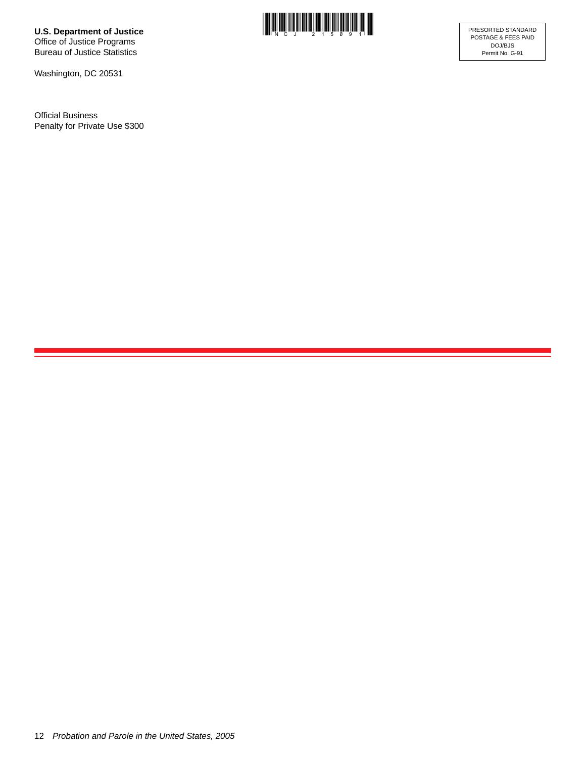**U.S. Department of Justice**
Office of Justice Programs
Bureau of Justice Statistics

Washington, DC 20531

Official Business
Penalty for Private Use $300

NCJ 215091

PRESORTED STANDARD
POSTAGE & FEES PAID
DOJ/BJS
Permit No. G-91